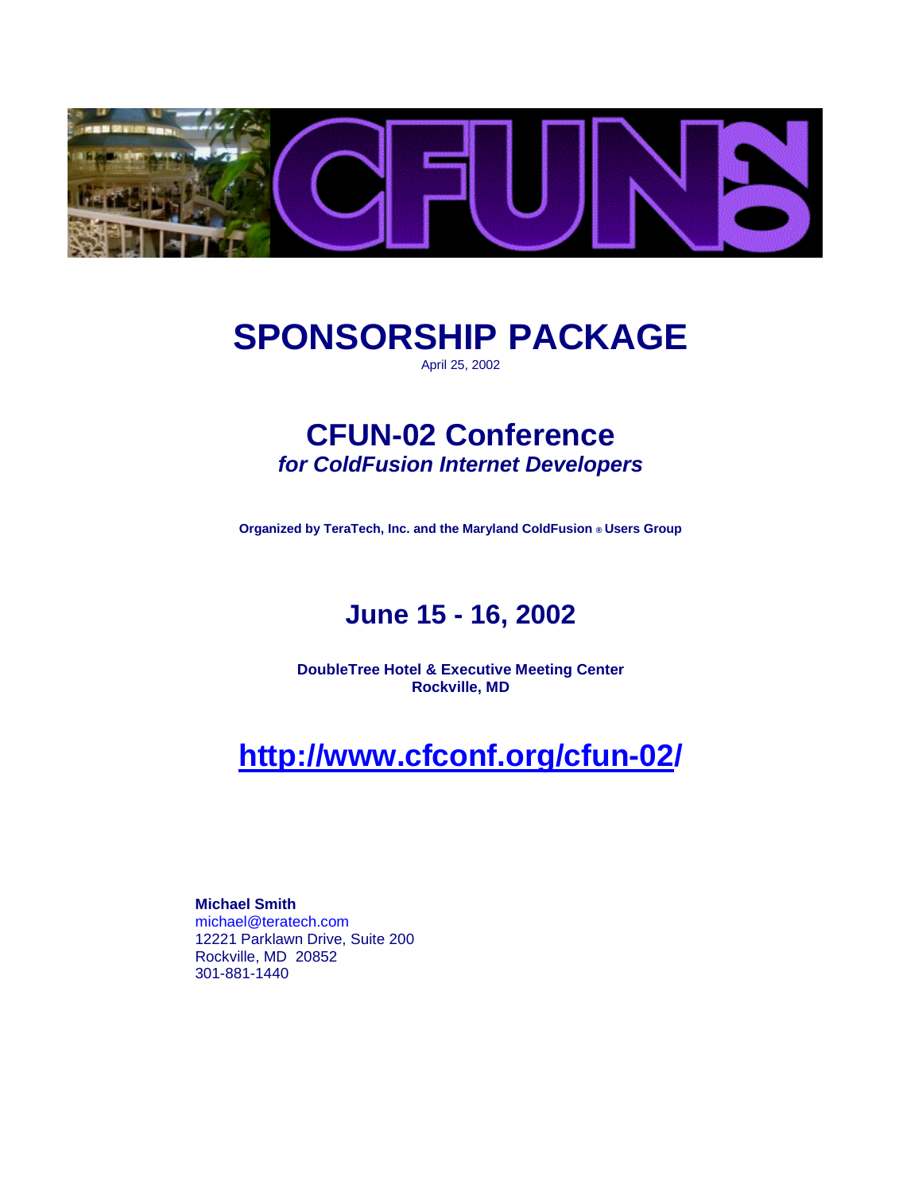# SPONSORSHIP PACKAGE

April 25, 2002

## CFUN-02 Conference

***for ColdFusion Internet Developers***

**Organized by TeraTech, Inc. and the Maryland ColdFusion ® Users Group**

## June 15 - 16, 2002

**DoubleTree Hotel & Executive Meeting Center**
**Rockville, MD**

## http://www.cfconf.org/cfun-02/

**Michael Smith**
michael@teratech.com
12221 Parklawn Drive, Suite 200
Rockville, MD 20852
301-881-1440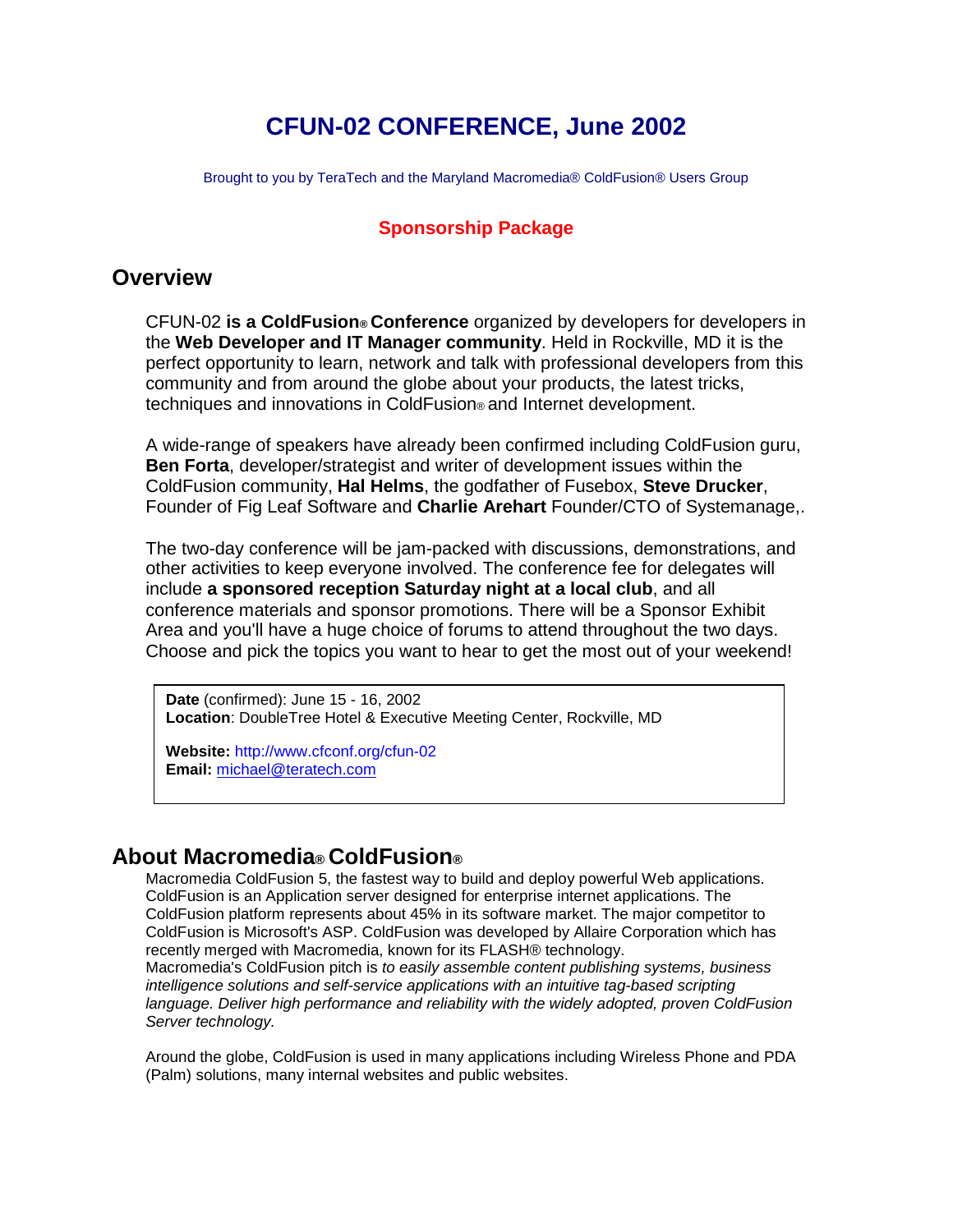# CFUN-02 CONFERENCE, June 2002

Brought to you by TeraTech and the Maryland Macromedia® ColdFusion® Users Group

### Sponsorship Package

## Overview

CFUN-02 **is a ColdFusion® Conference** organized by developers for developers in the **Web Developer and IT Manager community**. Held in Rockville, MD it is the perfect opportunity to learn, network and talk with professional developers from this community and from around the globe about your products, the latest tricks, techniques and innovations in ColdFusion® and Internet development.

A wide-range of speakers have already been confirmed including ColdFusion guru, **Ben Forta**, developer/strategist and writer of development issues within the ColdFusion community, **Hal Helms**, the godfather of Fusebox, **Steve Drucker**, Founder of Fig Leaf Software and **Charlie Arehart** Founder/CTO of Systemanage,.

The two-day conference will be jam-packed with discussions, demonstrations, and other activities to keep everyone involved. The conference fee for delegates will include **a sponsored reception Saturday night at a local club**, and all conference materials and sponsor promotions. There will be a Sponsor Exhibit Area and you'll have a huge choice of forums to attend throughout the two days. Choose and pick the topics you want to hear to get the most out of your weekend!

**Date** (confirmed): June 15 - 16, 2002
**Location**: DoubleTree Hotel & Executive Meeting Center, Rockville, MD

**Website:** http://www.cfconf.org/cfun-02
**Email:** michael@teratech.com

## About Macromedia® ColdFusion®

Macromedia ColdFusion 5, the fastest way to build and deploy powerful Web applications. ColdFusion is an Application server designed for enterprise internet applications. The ColdFusion platform represents about 45% in its software market. The major competitor to ColdFusion is Microsoft's ASP. ColdFusion was developed by Allaire Corporation which has recently merged with Macromedia, known for its FLASH® technology.
Macromedia's ColdFusion pitch is *to easily assemble content publishing systems, business intelligence solutions and self-service applications with an intuitive tag-based scripting language. Deliver high performance and reliability with the widely adopted, proven ColdFusion Server technology.*

Around the globe, ColdFusion is used in many applications including Wireless Phone and PDA (Palm) solutions, many internal websites and public websites.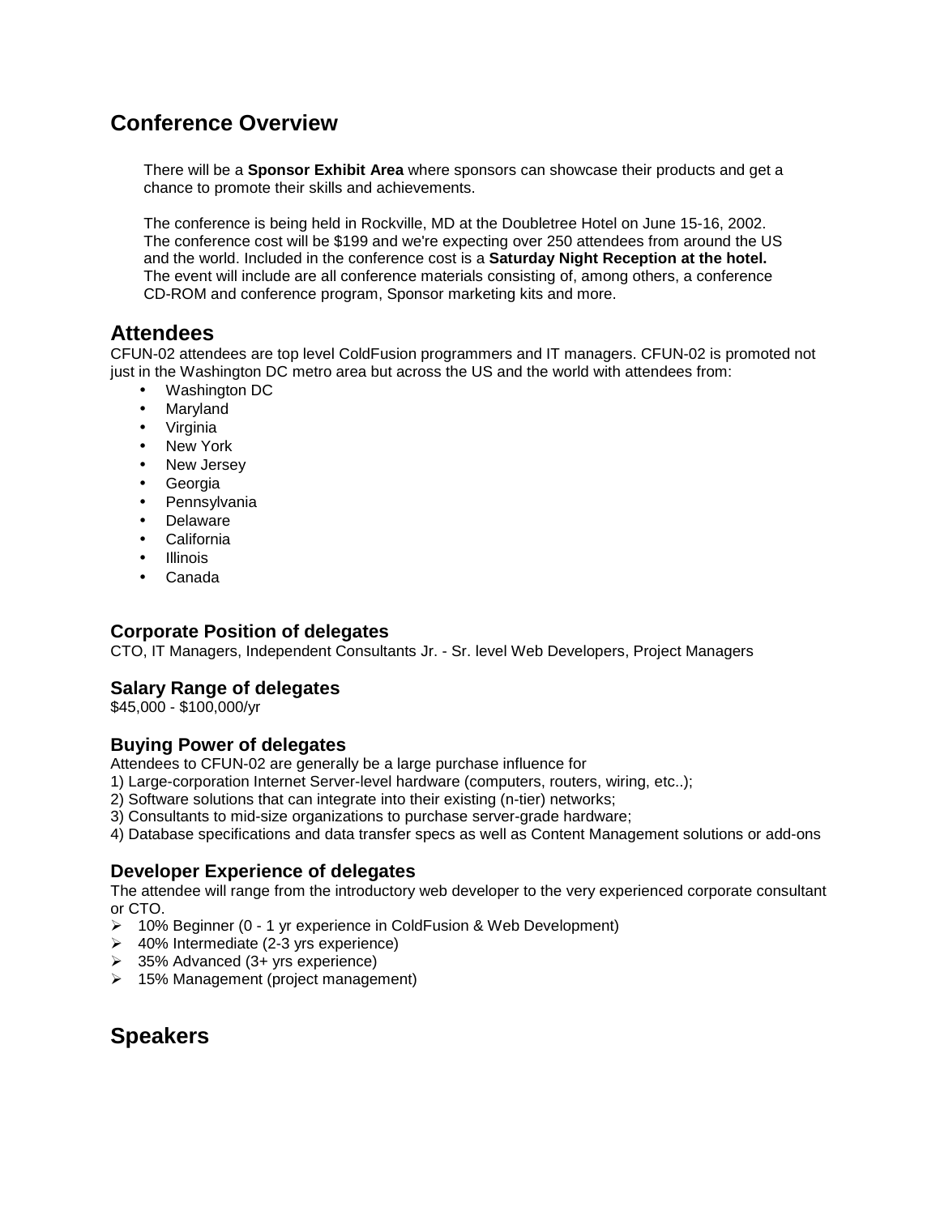## Conference Overview

There will be a **Sponsor Exhibit Area** where sponsors can showcase their products and get a chance to promote their skills and achievements.

The conference is being held in Rockville, MD at the Doubletree Hotel on June 15-16, 2002. The conference cost will be $199 and we're expecting over 250 attendees from around the US and the world. Included in the conference cost is a **Saturday Night Reception at the hotel.** The event will include are all conference materials consisting of, among others, a conference CD-ROM and conference program, Sponsor marketing kits and more.

## Attendees

CFUN-02 attendees are top level ColdFusion programmers and IT managers. CFUN-02 is promoted not just in the Washington DC metro area but across the US and the world with attendees from:

- Washington DC
- Maryland
- Virginia
- New York
- New Jersey
- Georgia
- Pennsylvania
- Delaware
- California
- Illinois
- Canada

### Corporate Position of delegates

CTO, IT Managers, Independent Consultants Jr. - Sr. level Web Developers, Project Managers

### Salary Range of delegates

$45,000 - $100,000/yr

### Buying Power of delegates

Attendees to CFUN-02 are generally be a large purchase influence for

1) Large-corporation Internet Server-level hardware (computers, routers, wiring, etc..);
2) Software solutions that can integrate into their existing (n-tier) networks;
3) Consultants to mid-size organizations to purchase server-grade hardware;
4) Database specifications and data transfer specs as well as Content Management solutions or add-ons

### Developer Experience of delegates

The attendee will range from the introductory web developer to the very experienced corporate consultant or CTO.

- 10% Beginner (0 - 1 yr experience in ColdFusion & Web Development)
- 40% Intermediate (2-3 yrs experience)
- 35% Advanced (3+ yrs experience)
- 15% Management (project management)

## Speakers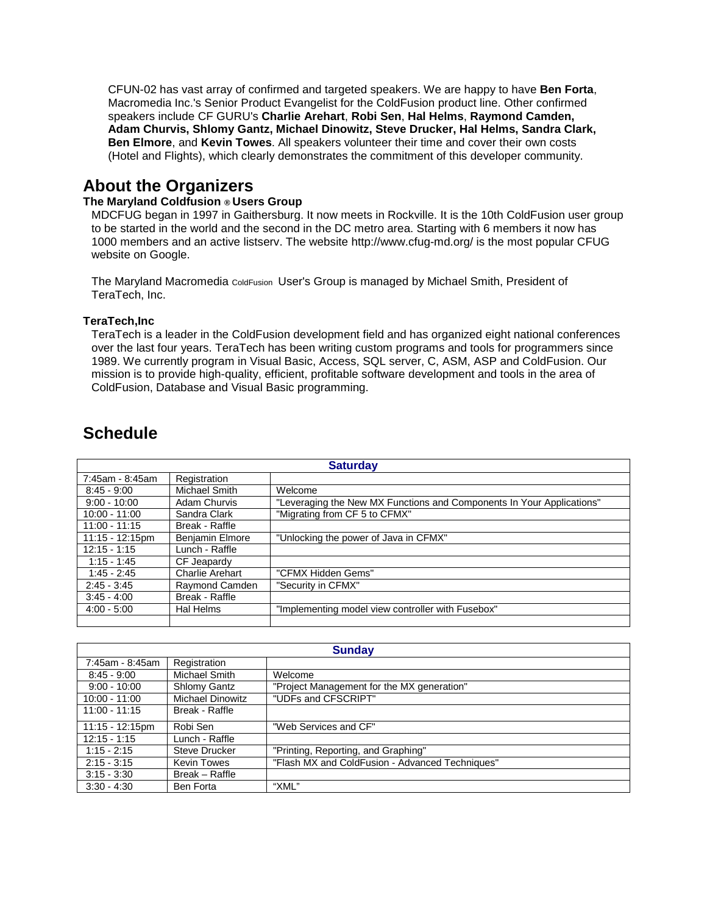CFUN-02 has vast array of confirmed and targeted speakers. We are happy to have **Ben Forta**, Macromedia Inc.'s Senior Product Evangelist for the ColdFusion product line. Other confirmed speakers include CF GURU's **Charlie Arehart**, **Robi Sen**, **Hal Helms**, **Raymond Camden, Adam Churvis, Shlomy Gantz, Michael Dinowitz, Steve Drucker, Hal Helms, Sandra Clark, Ben Elmore**, and **Kevin Towes**. All speakers volunteer their time and cover their own costs (Hotel and Flights), which clearly demonstrates the commitment of this developer community.

## About the Organizers

### The Maryland Coldfusion ® Users Group

MDCFUG began in 1997 in Gaithersburg. It now meets in Rockville. It is the 10th ColdFusion user group to be started in the world and the second in the DC metro area. Starting with 6 members it now has 1000 members and an active listserv. The website http://www.cfug-md.org/ is the most popular CFUG website on Google.

The Maryland Macromedia ColdFusion User's Group is managed by Michael Smith, President of TeraTech, Inc.

### TeraTech,Inc

TeraTech is a leader in the ColdFusion development field and has organized eight national conferences over the last four years. TeraTech has been writing custom programs and tools for programmers since 1989. We currently program in Visual Basic, Access, SQL server, C, ASM, ASP and ColdFusion. Our mission is to provide high-quality, efficient, profitable software development and tools in the area of ColdFusion, Database and Visual Basic programming.

## Schedule

| Saturday | | |
|---|---|---|
| 7:45am - 8:45am | Registration | |
| 8:45 - 9:00 | Michael Smith | Welcome |
| 9:00 - 10:00 | Adam Churvis | "Leveraging the New MX Functions and Components In Your Applications" |
| 10:00 - 11:00 | Sandra Clark | "Migrating from CF 5 to CFMX" |
| 11:00 - 11:15 | Break - Raffle | |
| 11:15 - 12:15pm | Benjamin Elmore | "Unlocking the power of Java in CFMX" |
| 12:15 - 1:15 | Lunch - Raffle | |
| 1:15 - 1:45 | CF Jeapardy | |
| 1:45 - 2:45 | Charlie Arehart | "CFMX Hidden Gems" |
| 2:45 - 3:45 | Raymond Camden | "Security in CFMX" |
| 3:45 - 4:00 | Break - Raffle | |
| 4:00 - 5:00 | Hal Helms | "Implementing model view controller with Fusebox" |
| | | |

| Sunday | | |
|---|---|---|
| 7:45am - 8:45am | Registration | |
| 8:45 - 9:00 | Michael Smith | Welcome |
| 9:00 - 10:00 | Shlomy Gantz | "Project Management for the MX generation" |
| 10:00 - 11:00 | Michael Dinowitz | "UDFs and CFSCRIPT" |
| 11:00 - 11:15 | Break - Raffle | |
| 11:15 - 12:15pm | Robi Sen | "Web Services and CF" |
| 12:15 - 1:15 | Lunch - Raffle | |
| 1:15 - 2:15 | Steve Drucker | "Printing, Reporting, and Graphing" |
| 2:15 - 3:15 | Kevin Towes | "Flash MX and ColdFusion - Advanced Techniques" |
| 3:15 - 3:30 | Break – Raffle | |
| 3:30 - 4:30 | Ben Forta | "XML" |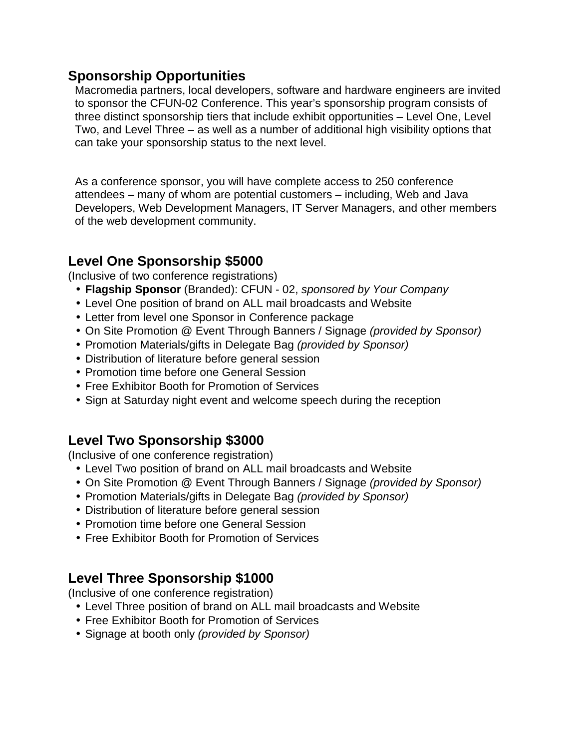## Sponsorship Opportunities

Macromedia partners, local developers, software and hardware engineers are invited to sponsor the CFUN-02 Conference. This year's sponsorship program consists of three distinct sponsorship tiers that include exhibit opportunities – Level One, Level Two, and Level Three – as well as a number of additional high visibility options that can take your sponsorship status to the next level.

As a conference sponsor, you will have complete access to 250 conference attendees – many of whom are potential customers – including, Web and Java Developers, Web Development Managers, IT Server Managers, and other members of the web development community.

## Level One Sponsorship $5000

(Inclusive of two conference registrations)

- **Flagship Sponsor** (Branded): CFUN - 02, *sponsored by Your Company*
- Level One position of brand on ALL mail broadcasts and Website
- Letter from level one Sponsor in Conference package
- On Site Promotion @ Event Through Banners / Signage *(provided by Sponsor)*
- Promotion Materials/gifts in Delegate Bag *(provided by Sponsor)*
- Distribution of literature before general session
- Promotion time before one General Session
- Free Exhibitor Booth for Promotion of Services
- Sign at Saturday night event and welcome speech during the reception

## Level Two Sponsorship $3000

(Inclusive of one conference registration)

- Level Two position of brand on ALL mail broadcasts and Website
- On Site Promotion @ Event Through Banners / Signage *(provided by Sponsor)*
- Promotion Materials/gifts in Delegate Bag *(provided by Sponsor)*
- Distribution of literature before general session
- Promotion time before one General Session
- Free Exhibitor Booth for Promotion of Services

## Level Three Sponsorship $1000

(Inclusive of one conference registration)

- Level Three position of brand on ALL mail broadcasts and Website
- Free Exhibitor Booth for Promotion of Services
- Signage at booth only *(provided by Sponsor)*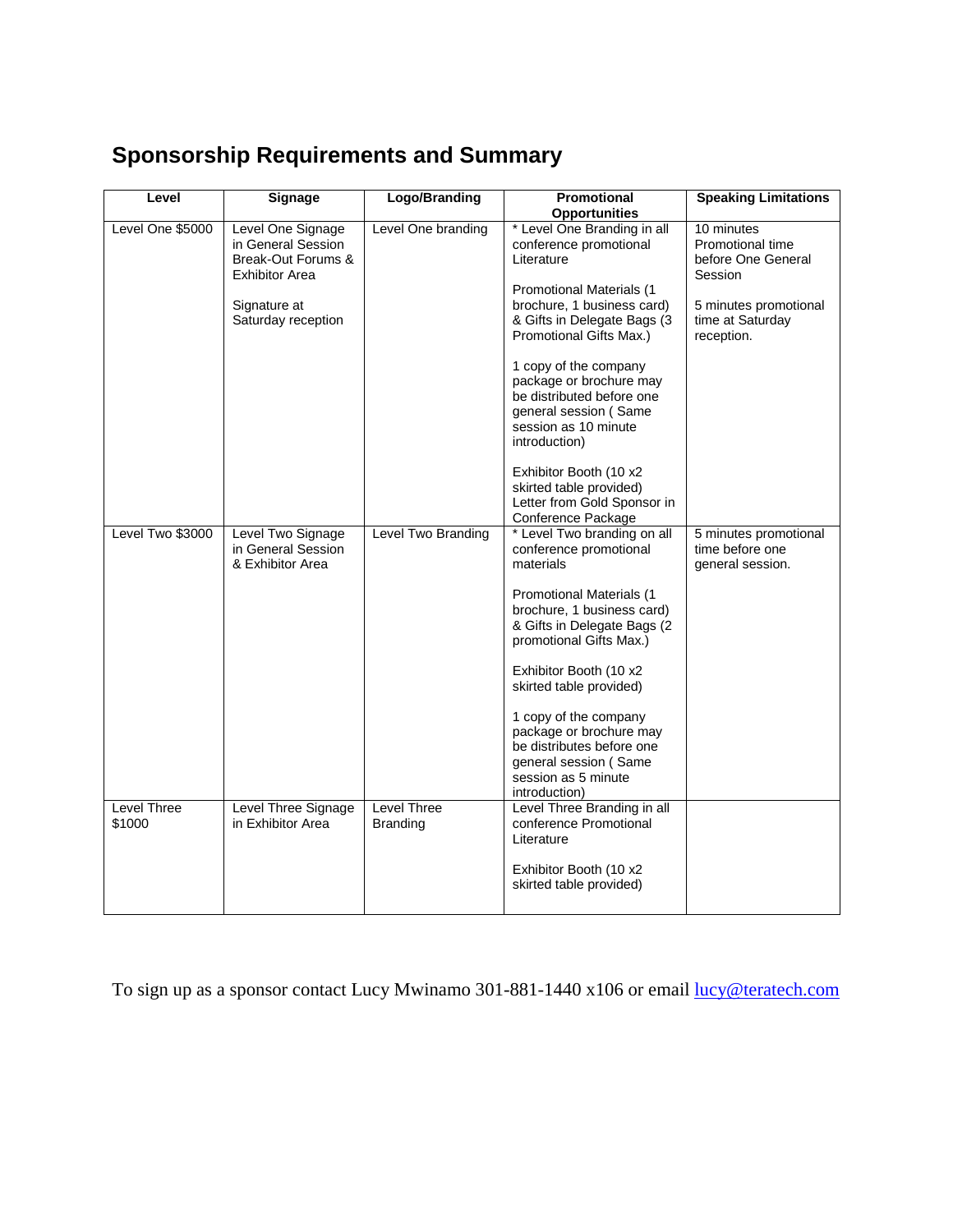# Sponsorship Requirements and Summary

| Level | Signage | Logo/Branding | Promotional Opportunities | Speaking Limitations |
|---|---|---|---|---|
| Level One $5000 | Level One Signage in General Session Break-Out Forums & Exhibitor Area<br><br>Signature at Saturday reception | Level One branding | * Level One Branding in all conference promotional Literature<br><br>Promotional Materials (1 brochure, 1 business card) & Gifts in Delegate Bags (3 Promotional Gifts Max.)<br><br>1 copy of the company package or brochure may be distributed before one general session ( Same session as 10 minute introduction)<br><br>Exhibitor Booth (10 x2 skirted table provided) Letter from Gold Sponsor in Conference Package | 10 minutes Promotional time before One General Session<br><br>5 minutes promotional time at Saturday reception. |
| Level Two $3000 | Level Two Signage in General Session & Exhibitor Area | Level Two Branding | * Level Two branding on all conference promotional materials<br><br>Promotional Materials (1 brochure, 1 business card) & Gifts in Delegate Bags (2 promotional Gifts Max.)<br><br>Exhibitor Booth (10 x2 skirted table provided)<br><br>1 copy of the company package or brochure may be distributes before one general session ( Same session as 5 minute introduction) | 5 minutes promotional time before one general session. |
| Level Three $1000 | Level Three Signage in Exhibitor Area | Level Three Branding | Level Three Branding in all conference Promotional Literature<br><br>Exhibitor Booth (10 x2 skirted table provided) | |

To sign up as a sponsor contact Lucy Mwinamo 301-881-1440 x106 or email lucy@teratech.com